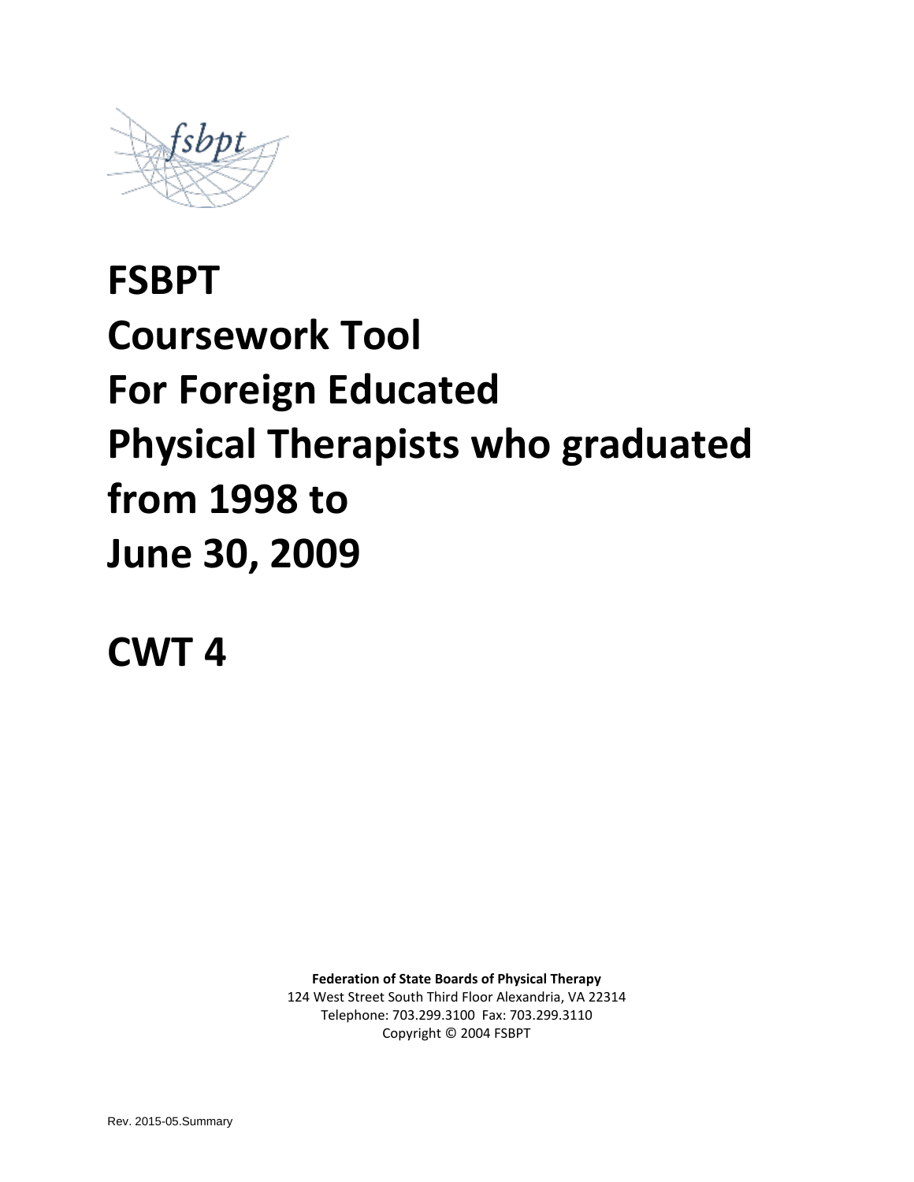fsbpt

# FSBPT Coursework Tool For Foreign Educated Physical Therapists who graduated from 1998 to June 30, 2009

# CWT 4

**Federation of State Boards of Physical Therapy**
124 West Street South Third Floor Alexandria, VA 22314
Telephone: 703.299.3100 Fax: 703.299.3110
Copyright © 2004 FSBPT

Rev. 2015-05.Summary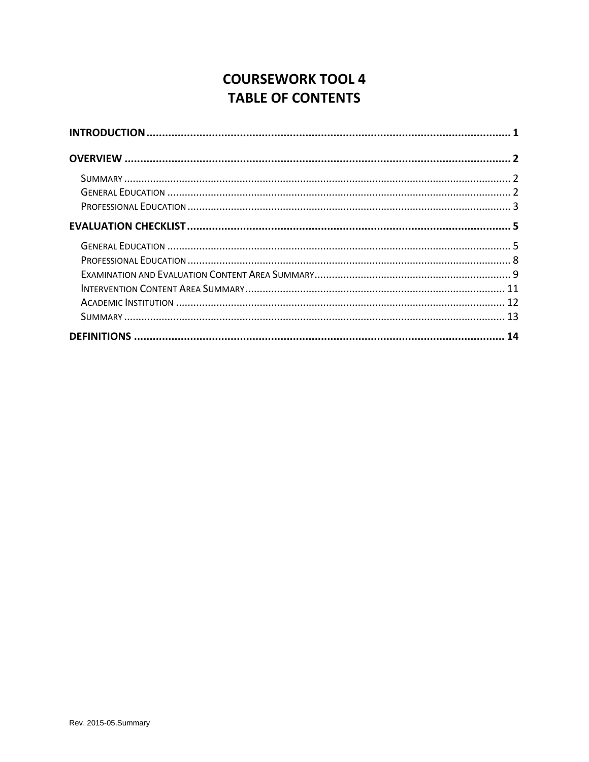# COURSEWORK TOOL 4
# TABLE OF CONTENTS

**INTRODUCTION** ........................................................................................................ **1**

**OVERVIEW** ............................................................................................................... **2**

- SUMMARY ............................................................................................................. 2
- GENERAL EDUCATION ........................................................................................... 2
- PROFESSIONAL EDUCATION .................................................................................. 3

**EVALUATION CHECKLIST** ....................................................................................... **5**

- GENERAL EDUCATION ........................................................................................... 5
- PROFESSIONAL EDUCATION .................................................................................. 8
- EXAMINATION AND EVALUATION CONTENT AREA SUMMARY .................................. 9
- INTERVENTION CONTENT AREA SUMMARY ............................................................ 11
- ACADEMIC INSTITUTION ....................................................................................... 12
- SUMMARY ............................................................................................................. 13

**DEFINITIONS** ........................................................................................................... **14**

Rev. 2015-05.Summary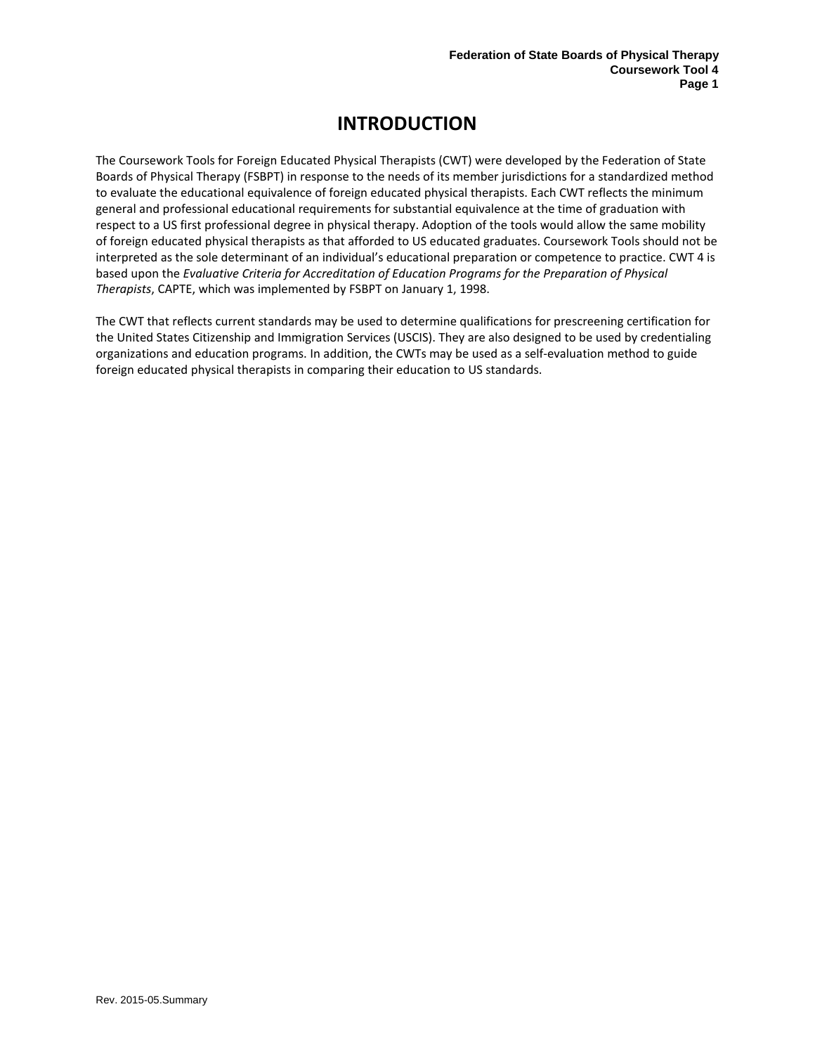# INTRODUCTION

The Coursework Tools for Foreign Educated Physical Therapists (CWT) were developed by the Federation of State Boards of Physical Therapy (FSBPT) in response to the needs of its member jurisdictions for a standardized method to evaluate the educational equivalence of foreign educated physical therapists. Each CWT reflects the minimum general and professional educational requirements for substantial equivalence at the time of graduation with respect to a US first professional degree in physical therapy. Adoption of the tools would allow the same mobility of foreign educated physical therapists as that afforded to US educated graduates. Coursework Tools should not be interpreted as the sole determinant of an individual's educational preparation or competence to practice. CWT 4 is based upon the *Evaluative Criteria for Accreditation of Education Programs for the Preparation of Physical Therapists*, CAPTE, which was implemented by FSBPT on January 1, 1998.

The CWT that reflects current standards may be used to determine qualifications for prescreening certification for the United States Citizenship and Immigration Services (USCIS). They are also designed to be used by credentialing organizations and education programs. In addition, the CWTs may be used as a self-evaluation method to guide foreign educated physical therapists in comparing their education to US standards.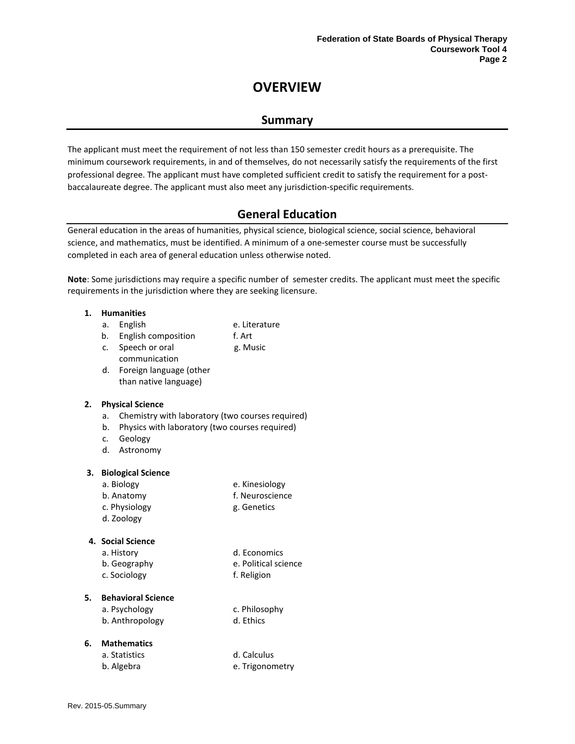# OVERVIEW

## Summary

The applicant must meet the requirement of not less than 150 semester credit hours as a prerequisite. The minimum coursework requirements, in and of themselves, do not necessarily satisfy the requirements of the first professional degree. The applicant must have completed sufficient credit to satisfy the requirement for a post-baccalaureate degree. The applicant must also meet any jurisdiction-specific requirements.

## General Education

General education in the areas of humanities, physical science, biological science, social science, behavioral science, and mathematics, must be identified. A minimum of a one-semester course must be successfully completed in each area of general education unless otherwise noted.

**Note**: Some jurisdictions may require a specific number of semester credits. The applicant must meet the specific requirements in the jurisdiction where they are seeking licensure.

1. **Humanities**
   - a. English
   - b. English composition
   - c. Speech or oral communication
   - d. Foreign language (other than native language)
   - e. Literature
   - f. Art
   - g. Music

2. **Physical Science**
   - a. Chemistry with laboratory (two courses required)
   - b. Physics with laboratory (two courses required)
   - c. Geology
   - d. Astronomy

3. **Biological Science**
   - a. Biology
   - b. Anatomy
   - c. Physiology
   - d. Zoology
   - e. Kinesiology
   - f. Neuroscience
   - g. Genetics

4. **Social Science**
   - a. History
   - b. Geography
   - c. Sociology
   - d. Economics
   - e. Political science
   - f. Religion

5. **Behavioral Science**
   - a. Psychology
   - b. Anthropology
   - c. Philosophy
   - d. Ethics

6. **Mathematics**
   - a. Statistics
   - b. Algebra
   - d. Calculus
   - e. Trigonometry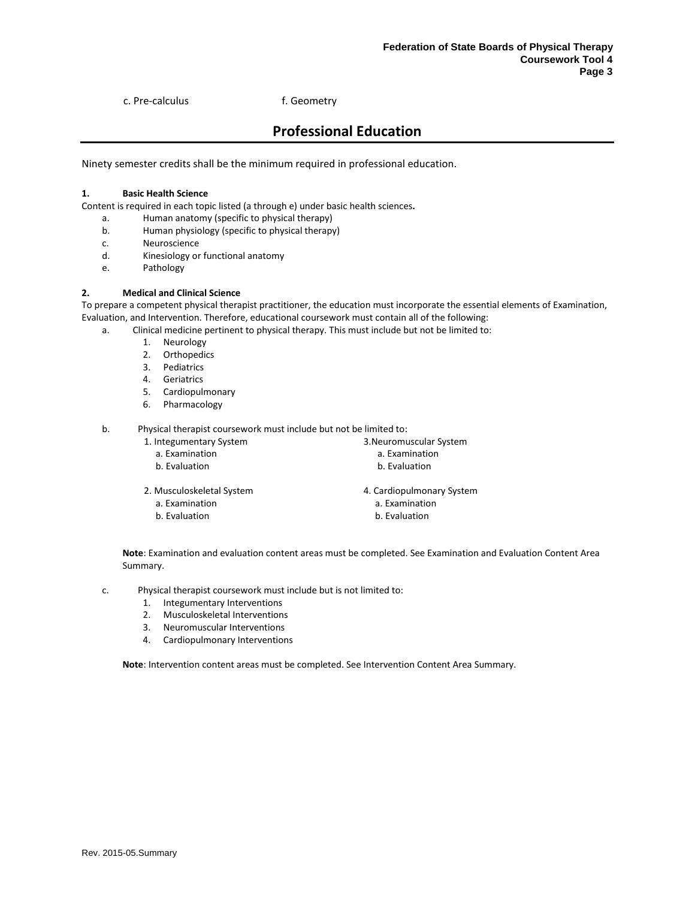c. Pre-calculus f. Geometry

## Professional Education

Ninety semester credits shall be the minimum required in professional education.

**1. Basic Health Science**

Content is required in each topic listed (a through e) under basic health sciences**.**

a. Human anatomy (specific to physical therapy)
b. Human physiology (specific to physical therapy)
c. Neuroscience
d. Kinesiology or functional anatomy
e. Pathology

**2. Medical and Clinical Science**

To prepare a competent physical therapist practitioner, the education must incorporate the essential elements of Examination, Evaluation, and Intervention. Therefore, educational coursework must contain all of the following:

a. Clinical medicine pertinent to physical therapy. This must include but not be limited to:
   1. Neurology
   2. Orthopedics
   3. Pediatrics
   4. Geriatrics
   5. Cardiopulmonary
   6. Pharmacology

b. Physical therapist coursework must include but not be limited to:
   1. Integumentary System
      a. Examination
      b. Evaluation
   2. Musculoskeletal System
      a. Examination
      b. Evaluation
   3. Neuromuscular System
      a. Examination
      b. Evaluation
   4. Cardiopulmonary System
      a. Examination
      b. Evaluation

   **Note**: Examination and evaluation content areas must be completed. See Examination and Evaluation Content Area Summary.

c. Physical therapist coursework must include but is not limited to:
   1. Integumentary Interventions
   2. Musculoskeletal Interventions
   3. Neuromuscular Interventions
   4. Cardiopulmonary Interventions

   **Note**: Intervention content areas must be completed. See Intervention Content Area Summary.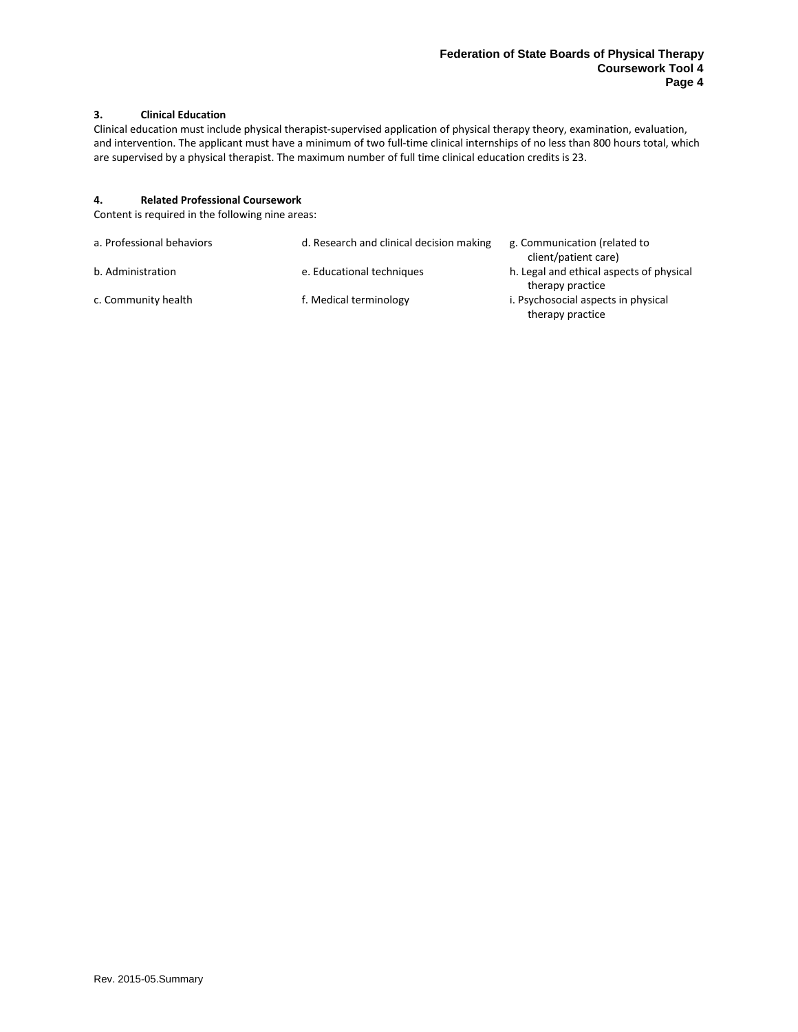### 3. Clinical Education

Clinical education must include physical therapist-supervised application of physical therapy theory, examination, evaluation, and intervention. The applicant must have a minimum of two full-time clinical internships of no less than 800 hours total, which are supervised by a physical therapist. The maximum number of full time clinical education credits is 23.

### 4. Related Professional Coursework

Content is required in the following nine areas:

a. Professional behaviors
b. Administration
c. Community health
d. Research and clinical decision making
e. Educational techniques
f. Medical terminology
g. Communication (related to client/patient care)
h. Legal and ethical aspects of physical therapy practice
i. Psychosocial aspects in physical therapy practice

Rev. 2015-05.Summary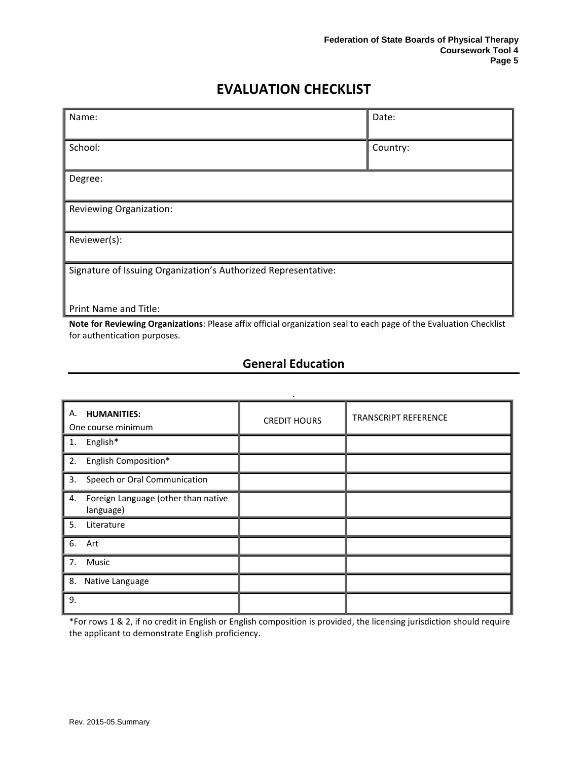# EVALUATION CHECKLIST

| Name: | Date: |
|---|---|
| School: | Country: |
| Degree: | |
| Reviewing Organization: | |
| Reviewer(s): | |
| Signature of Issuing Organization's Authorized Representative:<br><br>Print Name and Title: | |

**Note for Reviewing Organizations**: Please affix official organization seal to each page of the Evaluation Checklist for authentication purposes.

## General Education

| A. **HUMANITIES:**<br>One course minimum | CREDIT HOURS | TRANSCRIPT REFERENCE |
|---|---|---|
| 1. English* | | |
| 2. English Composition* | | |
| 3. Speech or Oral Communication | | |
| 4. Foreign Language (other than native language) | | |
| 5. Literature | | |
| 6. Art | | |
| 7. Music | | |
| 8. Native Language | | |
| 9. | | |

*For rows 1 & 2, if no credit in English or English composition is provided, the licensing jurisdiction should require the applicant to demonstrate English proficiency.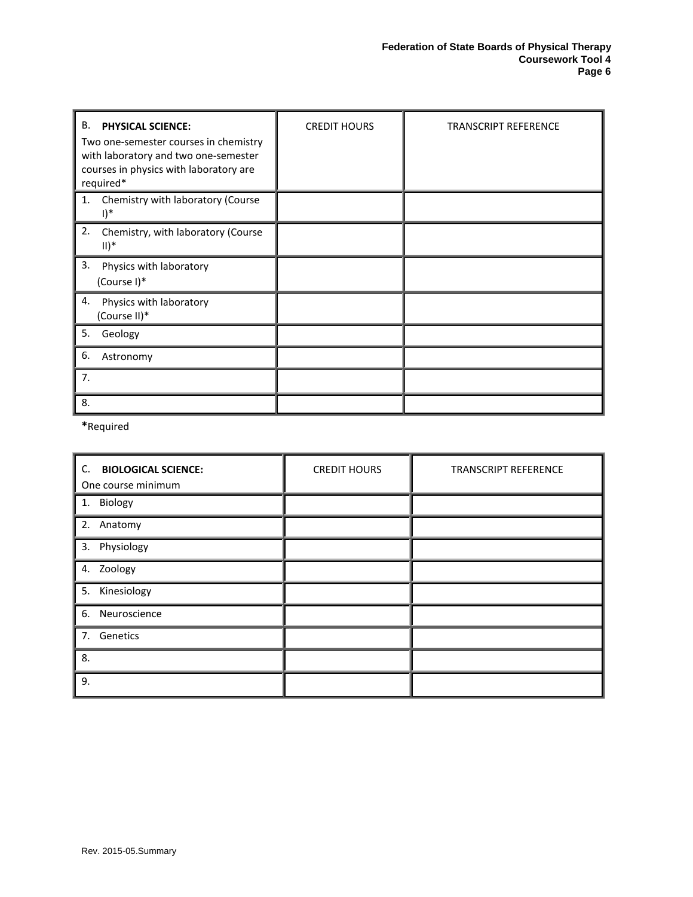| B. **PHYSICAL SCIENCE:** Two one-semester courses in chemistry with laboratory and two one-semester courses in physics with laboratory are required* | CREDIT HOURS | TRANSCRIPT REFERENCE |
|---|---|---|
| 1. Chemistry with laboratory (Course I)* | | |
| 2. Chemistry, with laboratory (Course II)* | | |
| 3. Physics with laboratory (Course I)* | | |
| 4. Physics with laboratory (Course II)* | | |
| 5. Geology | | |
| 6. Astronomy | | |
| 7. | | |
| 8. | | |

**\***Required

| C. **BIOLOGICAL SCIENCE:** One course minimum | CREDIT HOURS | TRANSCRIPT REFERENCE |
|---|---|---|
| 1. Biology | | |
| 2. Anatomy | | |
| 3. Physiology | | |
| 4. Zoology | | |
| 5. Kinesiology | | |
| 6. Neuroscience | | |
| 7. Genetics | | |
| 8. | | |
| 9. | | |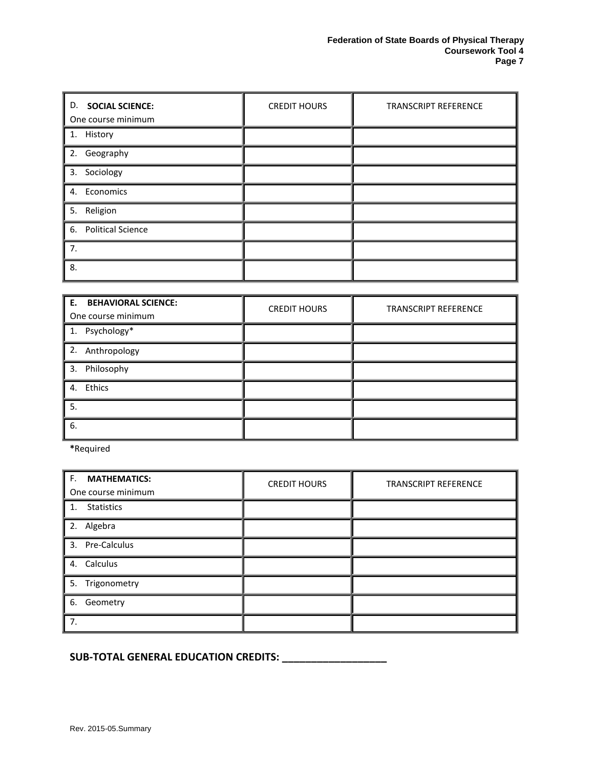| D. **SOCIAL SCIENCE:** One course minimum | CREDIT HOURS | TRANSCRIPT REFERENCE |
|---|---|---|
| 1. History | | |
| 2. Geography | | |
| 3. Sociology | | |
| 4. Economics | | |
| 5. Religion | | |
| 6. Political Science | | |
| 7. | | |
| 8. | | |

| E. **BEHAVIORAL SCIENCE:** One course minimum | CREDIT HOURS | TRANSCRIPT REFERENCE |
|---|---|---|
| 1. Psychology* | | |
| 2. Anthropology | | |
| 3. Philosophy | | |
| 4. Ethics | | |
| 5. | | |
| 6. | | |

**\***Required

| F. **MATHEMATICS:** One course minimum | CREDIT HOURS | TRANSCRIPT REFERENCE |
|---|---|---|
| 1. Statistics | | |
| 2. Algebra | | |
| 3. Pre-Calculus | | |
| 4. Calculus | | |
| 5. Trigonometry | | |
| 6. Geometry | | |
| 7. | | |

**SUB-TOTAL GENERAL EDUCATION CREDITS: ___________________**

Rev. 2015-05.Summary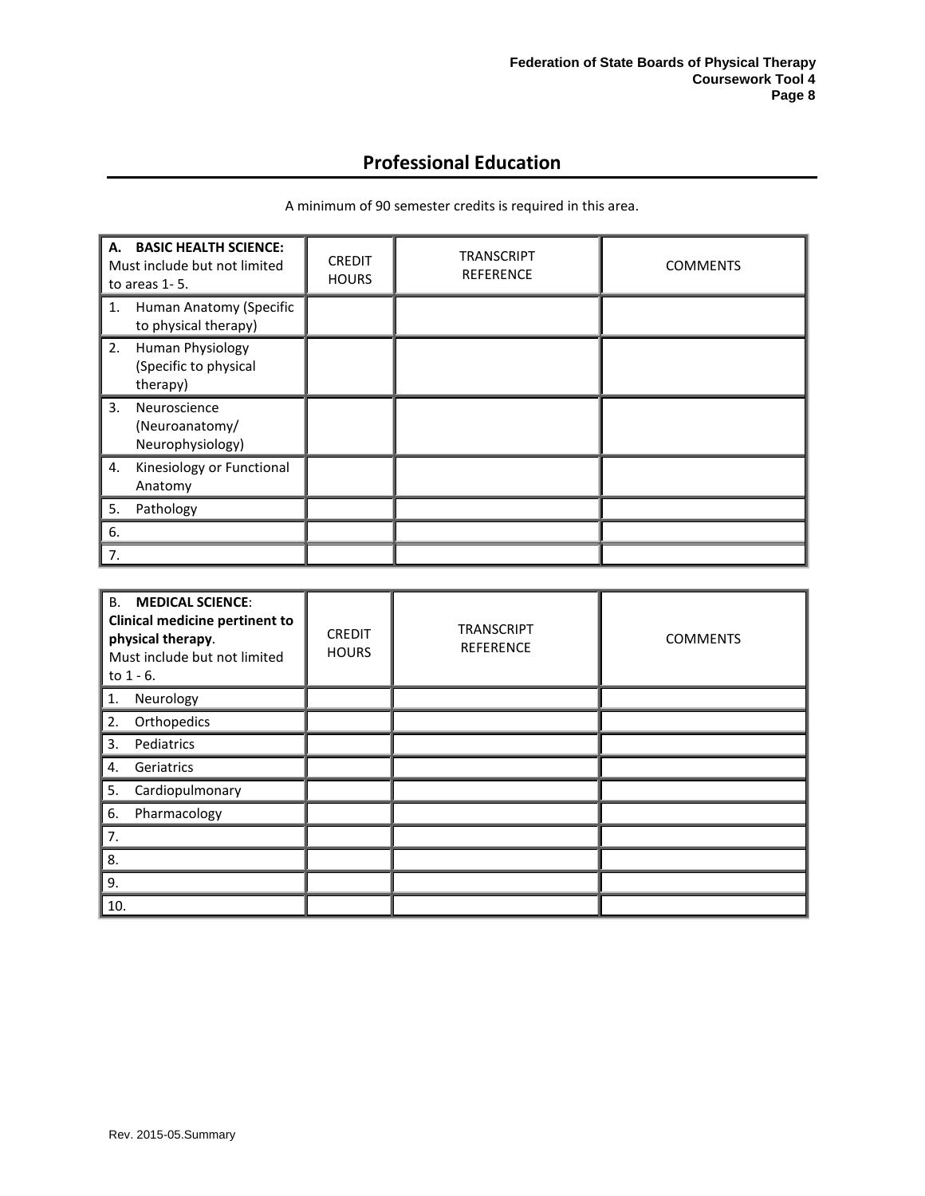## Professional Education

A minimum of 90 semester credits is required in this area.

| **A. BASIC HEALTH SCIENCE:** Must include but not limited to areas 1- 5. | CREDIT HOURS | TRANSCRIPT REFERENCE | COMMENTS |
|---|---|---|---|
| 1. Human Anatomy (Specific to physical therapy) | | | |
| 2. Human Physiology (Specific to physical therapy) | | | |
| 3. Neuroscience (Neuroanatomy/ Neurophysiology) | | | |
| 4. Kinesiology or Functional Anatomy | | | |
| 5. Pathology | | | |
| 6. | | | |
| 7. | | | |

| B. **MEDICAL SCIENCE**: **Clinical medicine pertinent to physical therapy**. Must include but not limited to 1 - 6. | CREDIT HOURS | TRANSCRIPT REFERENCE | COMMENTS |
|---|---|---|---|
| 1. Neurology | | | |
| 2. Orthopedics | | | |
| 3. Pediatrics | | | |
| 4. Geriatrics | | | |
| 5. Cardiopulmonary | | | |
| 6. Pharmacology | | | |
| 7. | | | |
| 8. | | | |
| 9. | | | |
| 10. | | | |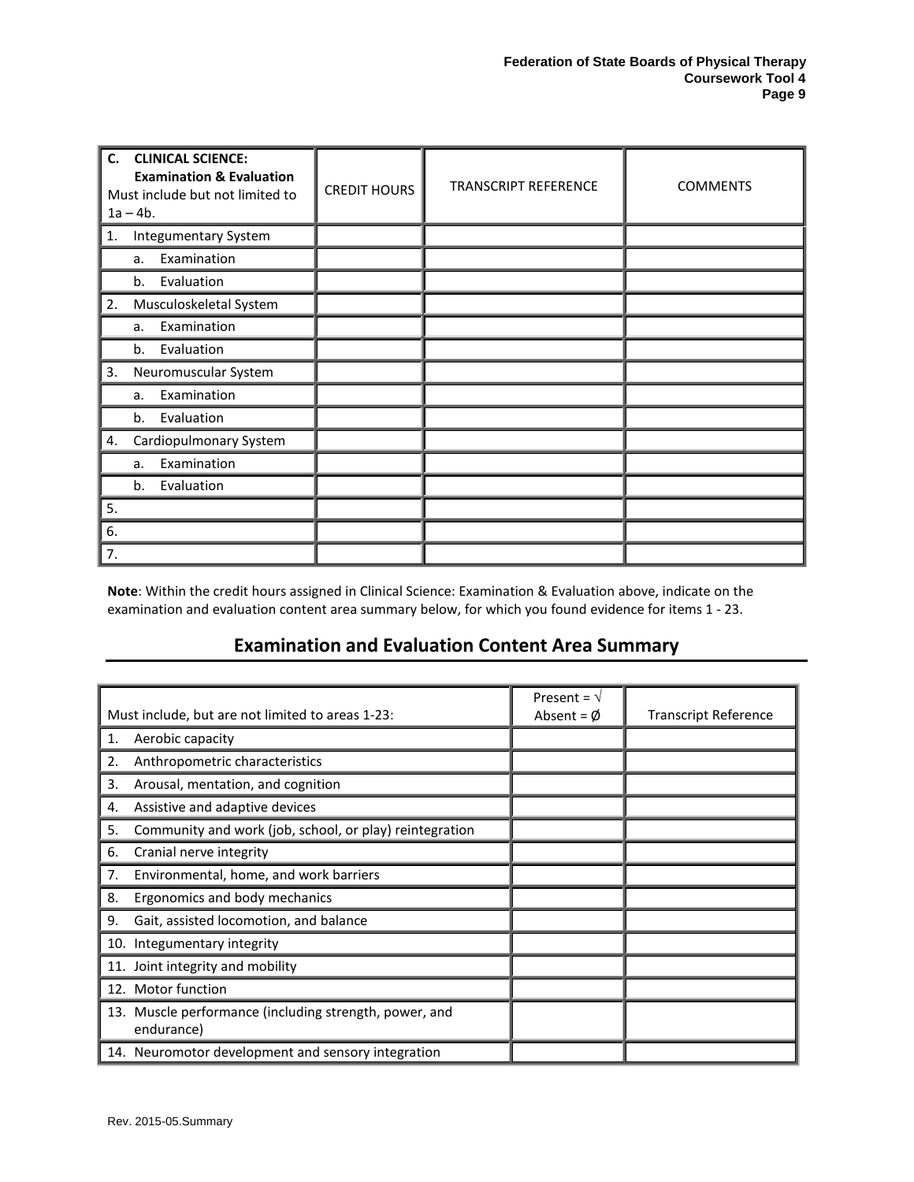| C. **CLINICAL SCIENCE: Examination & Evaluation** Must include but not limited to 1a – 4b. | CREDIT HOURS | TRANSCRIPT REFERENCE | COMMENTS |
|---|---|---|---|
| 1. Integumentary System | | | |
| a. Examination | | | |
| b. Evaluation | | | |
| 2. Musculoskeletal System | | | |
| a. Examination | | | |
| b. Evaluation | | | |
| 3. Neuromuscular System | | | |
| a. Examination | | | |
| b. Evaluation | | | |
| 4. Cardiopulmonary System | | | |
| a. Examination | | | |
| b. Evaluation | | | |
| 5. | | | |
| 6. | | | |
| 7. | | | |

**Note**: Within the credit hours assigned in Clinical Science: Examination & Evaluation above, indicate on the examination and evaluation content area summary below, for which you found evidence for items 1 - 23.

## Examination and Evaluation Content Area Summary

| Must include, but are not limited to areas 1-23: | Present = √ Absent = Ø | Transcript Reference |
|---|---|---|
| 1. Aerobic capacity | | |
| 2. Anthropometric characteristics | | |
| 3. Arousal, mentation, and cognition | | |
| 4. Assistive and adaptive devices | | |
| 5. Community and work (job, school, or play) reintegration | | |
| 6. Cranial nerve integrity | | |
| 7. Environmental, home, and work barriers | | |
| 8. Ergonomics and body mechanics | | |
| 9. Gait, assisted locomotion, and balance | | |
| 10. Integumentary integrity | | |
| 11. Joint integrity and mobility | | |
| 12. Motor function | | |
| 13. Muscle performance (including strength, power, and endurance) | | |
| 14. Neuromotor development and sensory integration | | |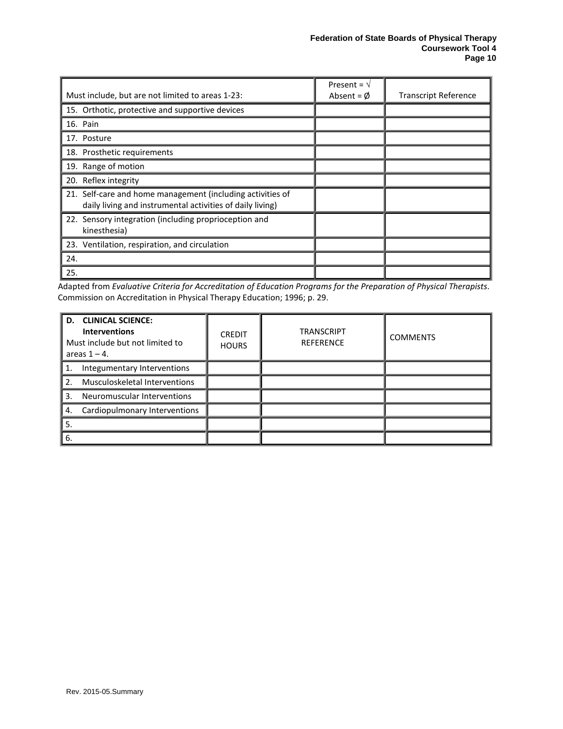| Must include, but are not limited to areas 1-23: | Present = √ Absent = Ø | Transcript Reference |
| --- | --- | --- |
| 15. Orthotic, protective and supportive devices | | |
| 16. Pain | | |
| 17. Posture | | |
| 18. Prosthetic requirements | | |
| 19. Range of motion | | |
| 20. Reflex integrity | | |
| 21. Self-care and home management (including activities of daily living and instrumental activities of daily living) | | |
| 22. Sensory integration (including proprioception and kinesthesia) | | |
| 23. Ventilation, respiration, and circulation | | |
| 24. | | |
| 25. | | |

Adapted from *Evaluative Criteria for Accreditation of Education Programs for the Preparation of Physical Therapists*. Commission on Accreditation in Physical Therapy Education; 1996; p. 29.

| **D. CLINICAL SCIENCE: Interventions** Must include but not limited to areas 1 – 4. | CREDIT HOURS | TRANSCRIPT REFERENCE | COMMENTS |
| --- | --- | --- | --- |
| 1. Integumentary Interventions | | | |
| 2. Musculoskeletal Interventions | | | |
| 3. Neuromuscular Interventions | | | |
| 4. Cardiopulmonary Interventions | | | |
| 5. | | | |
| 6. | | | |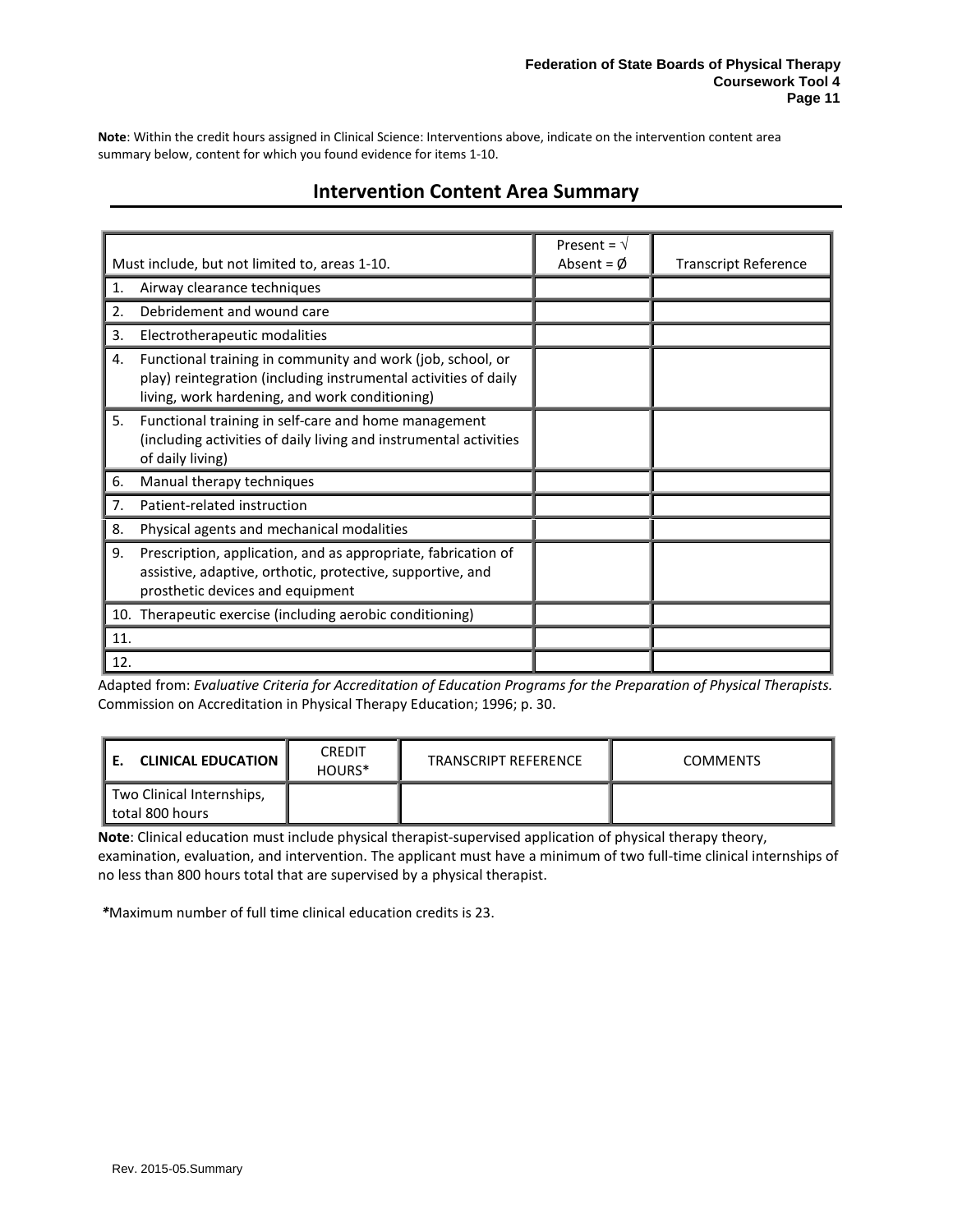**Note**: Within the credit hours assigned in Clinical Science: Interventions above, indicate on the intervention content area summary below, content for which you found evidence for items 1-10.

## Intervention Content Area Summary

| Must include, but not limited to, areas 1-10. | Present = √ Absent = Ø | Transcript Reference |
|---|---|---|
| 1. Airway clearance techniques | | |
| 2. Debridement and wound care | | |
| 3. Electrotherapeutic modalities | | |
| 4. Functional training in community and work (job, school, or play) reintegration (including instrumental activities of daily living, work hardening, and work conditioning) | | |
| 5. Functional training in self-care and home management (including activities of daily living and instrumental activities of daily living) | | |
| 6. Manual therapy techniques | | |
| 7. Patient-related instruction | | |
| 8. Physical agents and mechanical modalities | | |
| 9. Prescription, application, and as appropriate, fabrication of assistive, adaptive, orthotic, protective, supportive, and prosthetic devices and equipment | | |
| 10. Therapeutic exercise (including aerobic conditioning) | | |
| 11. | | |
| 12. | | |

Adapted from: *Evaluative Criteria for Accreditation of Education Programs for the Preparation of Physical Therapists.* Commission on Accreditation in Physical Therapy Education; 1996; p. 30.

| **E. CLINICAL EDUCATION** | CREDIT HOURS* | TRANSCRIPT REFERENCE | COMMENTS |
|---|---|---|---|
| Two Clinical Internships, total 800 hours | | | |

**Note**: Clinical education must include physical therapist-supervised application of physical therapy theory, examination, evaluation, and intervention. The applicant must have a minimum of two full-time clinical internships of no less than 800 hours total that are supervised by a physical therapist.

***Maximum number of full time clinical education credits is 23.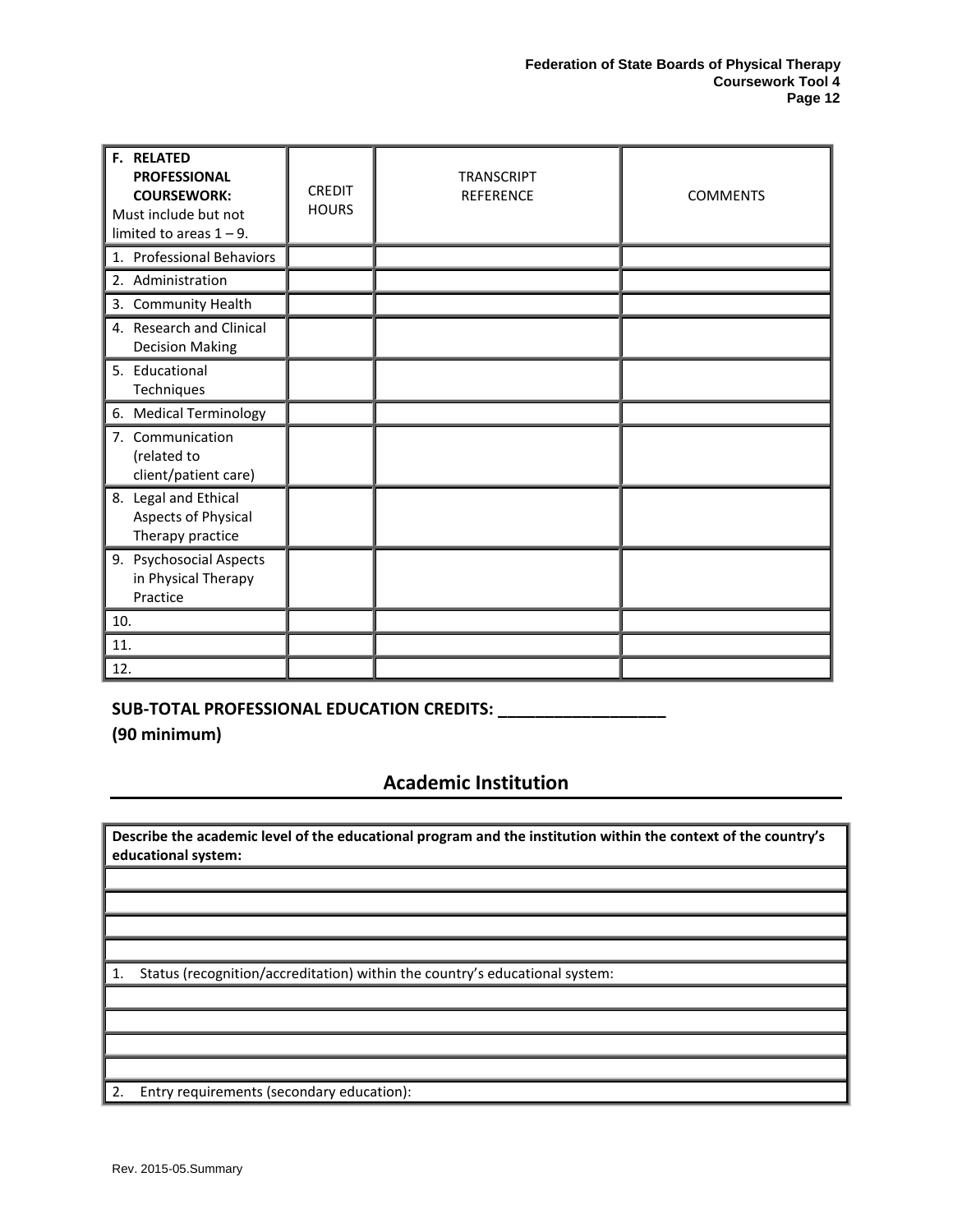| **F. RELATED PROFESSIONAL COURSEWORK:** Must include but not limited to areas 1 – 9. | CREDIT HOURS | TRANSCRIPT REFERENCE | COMMENTS |
|---|---|---|---|
| 1. Professional Behaviors | | | |
| 2. Administration | | | |
| 3. Community Health | | | |
| 4. Research and Clinical Decision Making | | | |
| 5. Educational Techniques | | | |
| 6. Medical Terminology | | | |
| 7. Communication (related to client/patient care) | | | |
| 8. Legal and Ethical Aspects of Physical Therapy practice | | | |
| 9. Psychosocial Aspects in Physical Therapy Practice | | | |
| 10. | | | |
| 11. | | | |
| 12. | | | |

**SUB-TOTAL PROFESSIONAL EDUCATION CREDITS: ___________________**
**(90 minimum)**

## Academic Institution

| **Describe the academic level of the educational program and the institution within the context of the country's educational system:** |
|---|
| |
| |
| |
| |
| 1. Status (recognition/accreditation) within the country's educational system: |
| |
| |
| |
| |
| 2. Entry requirements (secondary education): |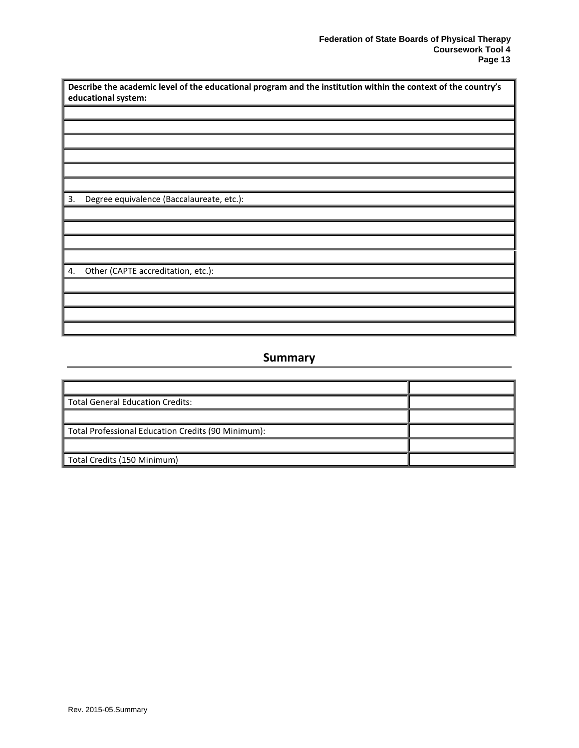| **Describe the academic level of the educational program and the institution within the context of the country's educational system:** |
|---|
| |
| |
| |
| |
| |
| |
| 3. Degree equivalence (Baccalaureate, etc.): |
| |
| |
| |
| |
| 4. Other (CAPTE accreditation, etc.): |
| |
| |
| |
| |

## Summary

| | |
|---|---|
| Total General Education Credits: | |
| | |
| Total Professional Education Credits (90 Minimum): | |
| | |
| Total Credits (150 Minimum) | |

Rev. 2015-05.Summary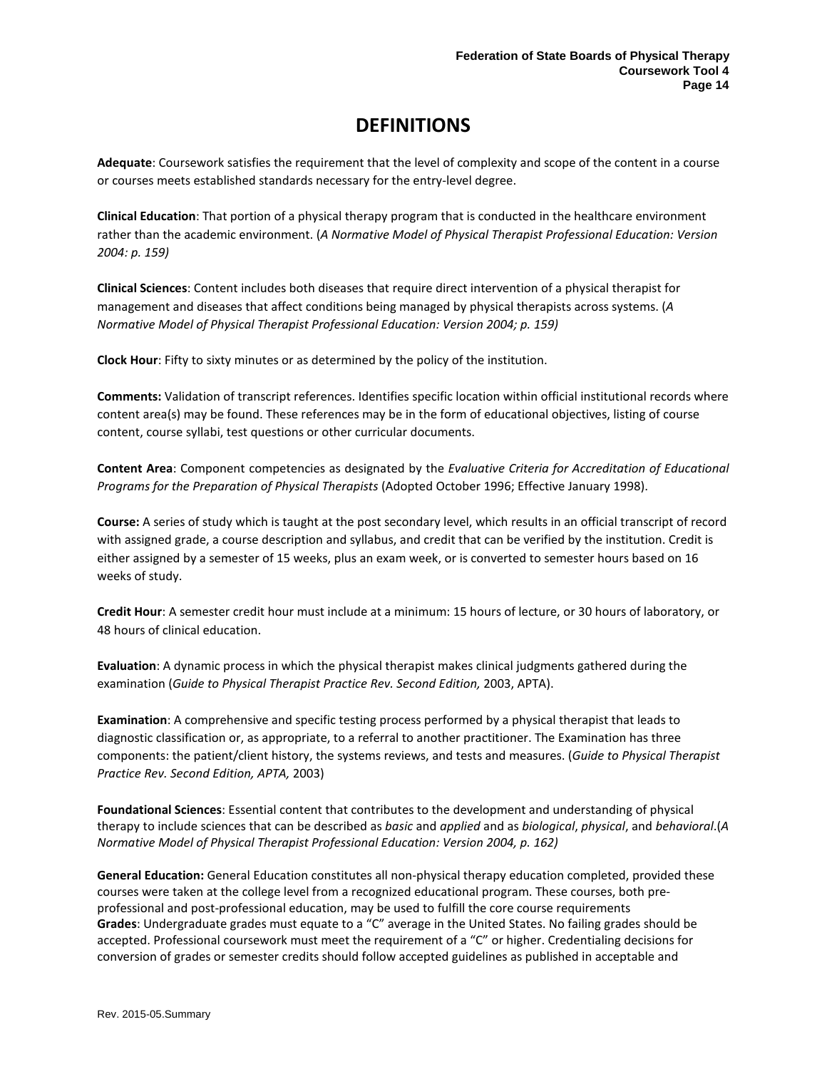# DEFINITIONS

**Adequate**: Coursework satisfies the requirement that the level of complexity and scope of the content in a course or courses meets established standards necessary for the entry-level degree.

**Clinical Education**: That portion of a physical therapy program that is conducted in the healthcare environment rather than the academic environment. (*A Normative Model of Physical Therapist Professional Education: Version 2004: p. 159)*

**Clinical Sciences**: Content includes both diseases that require direct intervention of a physical therapist for management and diseases that affect conditions being managed by physical therapists across systems. (*A Normative Model of Physical Therapist Professional Education: Version 2004; p. 159)*

**Clock Hour**: Fifty to sixty minutes or as determined by the policy of the institution.

**Comments:** Validation of transcript references. Identifies specific location within official institutional records where content area(s) may be found. These references may be in the form of educational objectives, listing of course content, course syllabi, test questions or other curricular documents.

**Content Area**: Component competencies as designated by the *Evaluative Criteria for Accreditation of Educational Programs for the Preparation of Physical Therapists* (Adopted October 1996; Effective January 1998).

**Course:** A series of study which is taught at the post secondary level, which results in an official transcript of record with assigned grade, a course description and syllabus, and credit that can be verified by the institution. Credit is either assigned by a semester of 15 weeks, plus an exam week, or is converted to semester hours based on 16 weeks of study.

**Credit Hour**: A semester credit hour must include at a minimum: 15 hours of lecture, or 30 hours of laboratory, or 48 hours of clinical education.

**Evaluation**: A dynamic process in which the physical therapist makes clinical judgments gathered during the examination (*Guide to Physical Therapist Practice Rev. Second Edition,* 2003, APTA).

**Examination**: A comprehensive and specific testing process performed by a physical therapist that leads to diagnostic classification or, as appropriate, to a referral to another practitioner. The Examination has three components: the patient/client history, the systems reviews, and tests and measures. (*Guide to Physical Therapist Practice Rev. Second Edition, APTA,* 2003)

**Foundational Sciences**: Essential content that contributes to the development and understanding of physical therapy to include sciences that can be described as *basic* and *applied* and as *biological*, *physical*, and *behavioral*.(*A Normative Model of Physical Therapist Professional Education: Version 2004, p. 162)*

**General Education:** General Education constitutes all non-physical therapy education completed, provided these courses were taken at the college level from a recognized educational program. These courses, both pre-professional and post-professional education, may be used to fulfill the core course requirements

**Grades**: Undergraduate grades must equate to a "C" average in the United States. No failing grades should be accepted. Professional coursework must meet the requirement of a "C" or higher. Credentialing decisions for conversion of grades or semester credits should follow accepted guidelines as published in acceptable and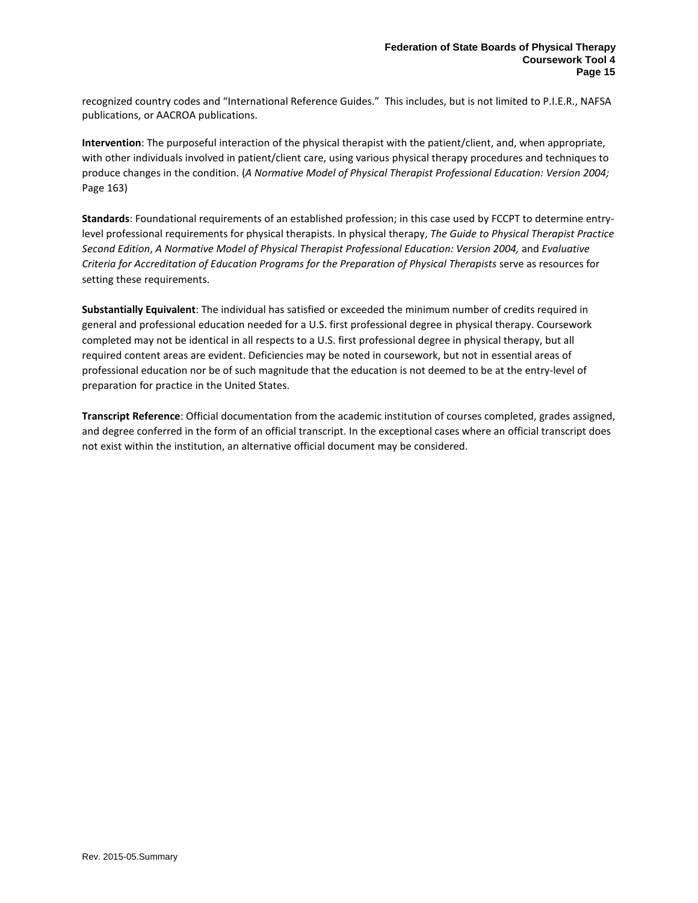recognized country codes and "International Reference Guides." This includes, but is not limited to P.I.E.R., NAFSA publications, or AACROA publications.

**Intervention**: The purposeful interaction of the physical therapist with the patient/client, and, when appropriate, with other individuals involved in patient/client care, using various physical therapy procedures and techniques to produce changes in the condition. (*A Normative Model of Physical Therapist Professional Education: Version 2004;* Page 163)

**Standards**: Foundational requirements of an established profession; in this case used by FCCPT to determine entry-level professional requirements for physical therapists. In physical therapy, *The Guide to Physical Therapist Practice Second Edition*, *A Normative Model of Physical Therapist Professional Education: Version 2004,* and *Evaluative Criteria for Accreditation of Education Programs for the Preparation of Physical Therapists* serve as resources for setting these requirements.

**Substantially Equivalent**: The individual has satisfied or exceeded the minimum number of credits required in general and professional education needed for a U.S. first professional degree in physical therapy. Coursework completed may not be identical in all respects to a U.S. first professional degree in physical therapy, but all required content areas are evident. Deficiencies may be noted in coursework, but not in essential areas of professional education nor be of such magnitude that the education is not deemed to be at the entry-level of preparation for practice in the United States.

**Transcript Reference**: Official documentation from the academic institution of courses completed, grades assigned, and degree conferred in the form of an official transcript. In the exceptional cases where an official transcript does not exist within the institution, an alternative official document may be considered.